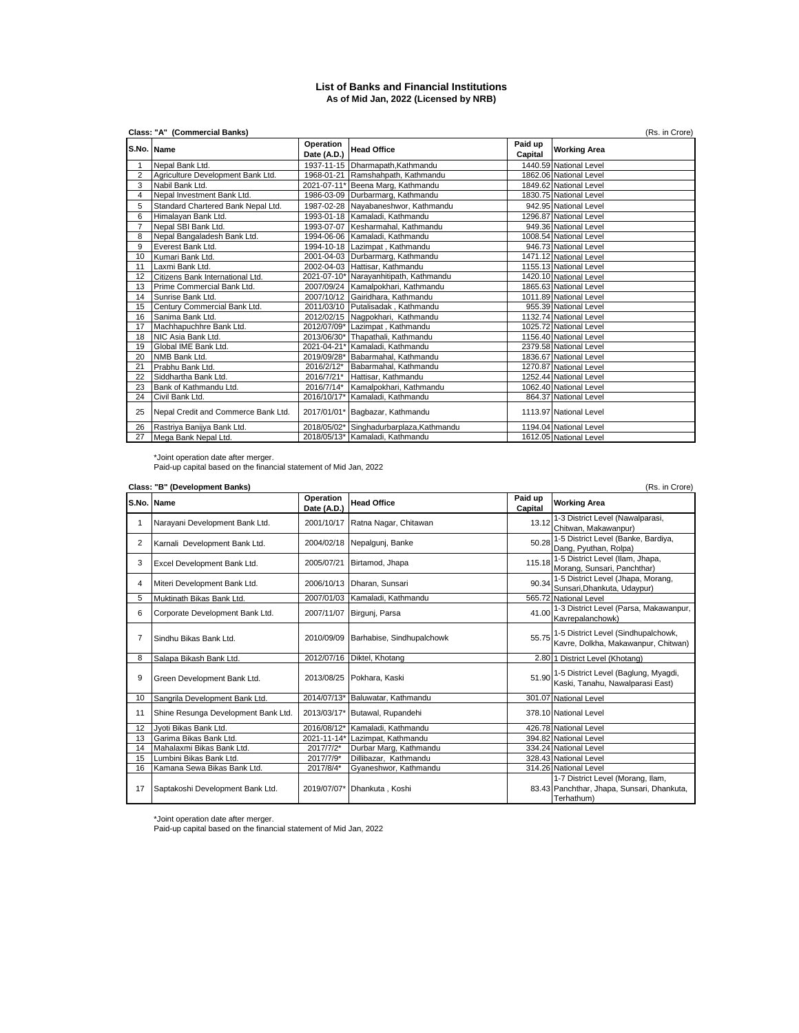# List of Banks and Financial Institutions

**As of Mid Jan, 2022 (Licensed by NRB)**

**Class: "A" (Commercial Banks)** (Rs. in Crore)

| S.No. | Name | Operation Date (A.D.) | Head Office | Paid up Capital | Working Area |
|---|---|---|---|---|---|
| 1 | Nepal Bank Ltd. | 1937-11-15 | Dharmapath,Kathmandu | 1440.59 | National Level |
| 2 | Agriculture Development Bank Ltd. | 1968-01-21 | Ramshahpath, Kathmandu | 1862.06 | National Level |
| 3 | Nabil Bank Ltd. | 2021-07-11* | Beena Marg, Kathmandu | 1849.62 | National Level |
| 4 | Nepal Investment Bank Ltd. | 1986-03-09 | Durbarmarg, Kathmandu | 1830.75 | National Level |
| 5 | Standard Chartered Bank Nepal Ltd. | 1987-02-28 | Nayabaneshwor, Kathmandu | 942.95 | National Level |
| 6 | Himalayan Bank Ltd. | 1993-01-18 | Kamaladi, Kathmandu | 1296.87 | National Level |
| 7 | Nepal SBI Bank Ltd. | 1993-07-07 | Kesharmahal, Kathmandu | 949.36 | National Level |
| 8 | Nepal Bangaladesh Bank Ltd. | 1994-06-06 | Kamaladi, Kathmandu | 1008.54 | National Level |
| 9 | Everest Bank Ltd. | 1994-10-18 | Lazimpat , Kathmandu | 946.73 | National Level |
| 10 | Kumari Bank Ltd. | 2001-04-03 | Durbarmarg, Kathmandu | 1471.12 | National Level |
| 11 | Laxmi Bank Ltd. | 2002-04-03 | Hattisar, Kathmandu | 1155.13 | National Level |
| 12 | Citizens Bank International Ltd. | 2021-07-10* | Narayanhitipath, Kathmandu | 1420.10 | National Level |
| 13 | Prime Commercial Bank Ltd. | 2007/09/24 | Kamalpokhari, Kathmandu | 1865.63 | National Level |
| 14 | Sunrise Bank Ltd. | 2007/10/12 | Gairidhara, Kathmandu | 1011.89 | National Level |
| 15 | Century Commercial Bank Ltd. | 2011/03/10 | Putalisadak , Kathmandu | 955.39 | National Level |
| 16 | Sanima Bank Ltd. | 2012/02/15 | Nagpokhari, Kathmandu | 1132.74 | National Level |
| 17 | Machhapuchhre Bank Ltd. | 2012/07/09* | Lazimpat , Kathmandu | 1025.72 | National Level |
| 18 | NIC Asia Bank Ltd. | 2013/06/30* | Thapathali, Kathmandu | 1156.40 | National Level |
| 19 | Global IME Bank Ltd. | 2021-04-21* | Kamaladi, Kathmandu | 2379.58 | National Level |
| 20 | NMB Bank Ltd. | 2019/09/28* | Babarmahal, Kathmandu | 1836.67 | National Level |
| 21 | Prabhu Bank Ltd. | 2016/2/12* | Babarmahal, Kathmandu | 1270.87 | National Level |
| 22 | Siddhartha Bank Ltd. | 2016/7/21* | Hattisar, Kathmandu | 1252.44 | National Level |
| 23 | Bank of Kathmandu Ltd. | 2016/7/14* | Kamalpokhari, Kathmandu | 1062.40 | National Level |
| 24 | Civil Bank Ltd. | 2016/10/17* | Kamaladi, Kathmandu | 864.37 | National Level |
| 25 | Nepal Credit and Commerce Bank Ltd. | 2017/01/01* | Bagbazar, Kathmandu | 1113.97 | National Level |
| 26 | Rastriya Banijya Bank Ltd. | 2018/05/02* | Singhadurbarplaza,Kathmandu | 1194.04 | National Level |
| 27 | Mega Bank Nepal Ltd. | 2018/05/13* | Kamaladi, Kathmandu | 1612.05 | National Level |

*Joint operation date after merger.
Paid-up capital based on the financial statement of Mid Jan, 2022

**Class: "B" (Development Banks)** (Rs. in Crore)

| S.No. | Name | Operation Date (A.D.) | Head Office | Paid up Capital | Working Area |
|---|---|---|---|---|---|
| 1 | Narayani Development Bank Ltd. | 2001/10/17 | Ratna Nagar, Chitawan | 13.12 | 1-3 District Level (Nawalparasi, Chitwan, Makawanpur) |
| 2 | Karnali Development Bank Ltd. | 2004/02/18 | Nepalgunj, Banke | 50.28 | 1-5 District Level (Banke, Bardiya, Dang, Pyuthan, Rolpa) |
| 3 | Excel Development Bank Ltd. | 2005/07/21 | Birtamod, Jhapa | 115.18 | 1-5 District Level (Ilam, Jhapa, Morang, Sunsari, Panchthar) |
| 4 | Miteri Development Bank Ltd. | 2006/10/13 | Dharan, Sunsari | 90.34 | 1-5 District Level (Jhapa, Morang, Sunsari,Dhankuta, Udaypur) |
| 5 | Muktinath Bikas Bank Ltd. | 2007/01/03 | Kamaladi, Kathmandu | 565.72 | National Level |
| 6 | Corporate Development Bank Ltd. | 2007/11/07 | Birgunj, Parsa | 41.00 | 1-3 District Level (Parsa, Makawanpur, Kavrepalanchowk) |
| 7 | Sindhu Bikas Bank Ltd. | 2010/09/09 | Barhabise, Sindhupalchowk | 55.75 | 1-5 District Level (Sindhupalchowk, Kavre, Dolkha, Makawanpur, Chitwan) |
| 8 | Salapa Bikash Bank Ltd. | 2012/07/16 | Diktel, Khotang | 2.80 | 1 District Level (Khotang) |
| 9 | Green Development Bank Ltd. | 2013/08/25 | Pokhara, Kaski | 51.90 | 1-5 District Level (Baglung, Myagdi, Kaski, Tanahu, Nawalparasi East) |
| 10 | Sangrila Development Bank Ltd. | 2014/07/13* | Baluwatar, Kathmandu | 301.07 | National Level |
| 11 | Shine Resunga Development Bank Ltd. | 2013/03/17* | Butawal, Rupandehi | 378.10 | National Level |
| 12 | Jyoti Bikas Bank Ltd. | 2016/08/12* | Kamaladi, Kathmandu | 426.78 | National Level |
| 13 | Garima Bikas Bank Ltd. | 2021-11-14* | Lazimpat, Kathmandu | 394.82 | National Level |
| 14 | Mahalaxmi Bikas Bank Ltd. | 2017/7/2* | Durbar Marg, Kathmandu | 334.24 | National Level |
| 15 | Lumbini Bikas Bank Ltd. | 2017/7/9* | Dillibazar, Kathmandu | 328.43 | National Level |
| 16 | Kamana Sewa Bikas Bank Ltd. | 2017/8/4* | Gyaneshwor, Kathmandu | 314.26 | National Level |
| 17 | Saptakoshi Development Bank Ltd. | 2019/07/07* | Dhankuta , Koshi | 83.43 | 1-7 District Level (Morang, Ilam, Panchthar, Jhapa, Sunsari, Dhankuta, Terhathum) |

*Joint operation date after merger.
Paid-up capital based on the financial statement of Mid Jan, 2022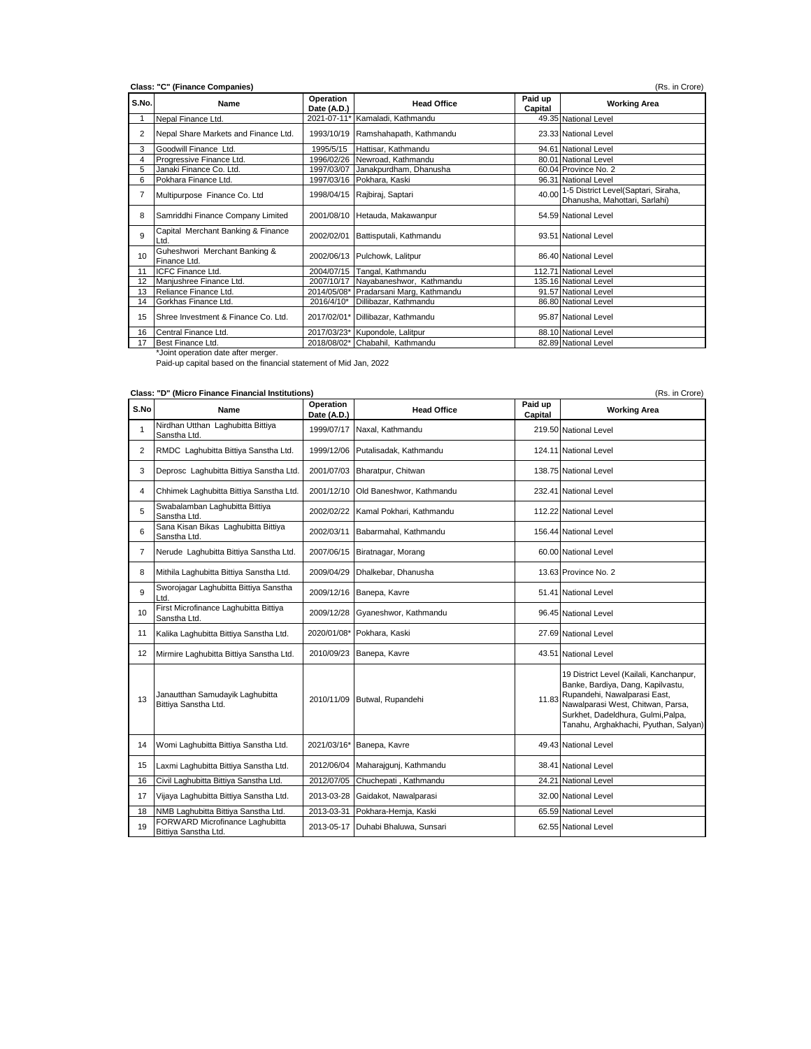**Class: "C" (Finance Companies)** (Rs. in Crore)

| S.No. | Name | Operation Date (A.D.) | Head Office | Paid up Capital | Working Area |
|---|---|---|---|---|---|
| 1 | Nepal Finance Ltd. | 2021-07-11* | Kamaladi, Kathmandu | 49.35 | National Level |
| 2 | Nepal Share Markets and Finance Ltd. | 1993/10/19 | Ramshahapath, Kathmandu | 23.33 | National Level |
| 3 | Goodwill Finance Ltd. | 1995/5/15 | Hattisar, Kathmandu | 94.61 | National Level |
| 4 | Progressive Finance Ltd. | 1996/02/26 | Newroad, Kathmandu | 80.01 | National Level |
| 5 | Janaki Finance Co. Ltd. | 1997/03/07 | Janakpurdham, Dhanusha | 60.04 | Province No. 2 |
| 6 | Pokhara Finance Ltd. | 1997/03/16 | Pokhara, Kaski | 96.31 | National Level |
| 7 | Multipurpose Finance Co. Ltd | 1998/04/15 | Rajbiraj, Saptari | 40.00 | 1-5 District Level(Saptari, Siraha, Dhanusha, Mahottari, Sarlahi) |
| 8 | Samriddhi Finance Company Limited | 2001/08/10 | Hetauda, Makawanpur | 54.59 | National Level |
| 9 | Capital Merchant Banking & Finance Ltd. | 2002/02/01 | Battisputali, Kathmandu | 93.51 | National Level |
| 10 | Guheshwori Merchant Banking & Finance Ltd. | 2002/06/13 | Pulchowk, Lalitpur | 86.40 | National Level |
| 11 | ICFC Finance Ltd. | 2004/07/15 | Tangal, Kathmandu | 112.71 | National Level |
| 12 | Manjushree Finance Ltd. | 2007/10/17 | Nayabaneshwor, Kathmandu | 135.16 | National Level |
| 13 | Reliance Finance Ltd. | 2014/05/08* | Pradarsani Marg, Kathmandu | 91.57 | National Level |
| 14 | Gorkhas Finance Ltd. | 2016/4/10* | Dillibazar, Kathmandu | 86.80 | National Level |
| 15 | Shree Investment & Finance Co. Ltd. | 2017/02/01* | Dillibazar, Kathmandu | 95.87 | National Level |
| 16 | Central Finance Ltd. | 2017/03/23* | Kupondole, Lalitpur | 88.10 | National Level |
| 17 | Best Finance Ltd. | 2018/08/02* | Chabahil, Kathmandu | 82.89 | National Level |

*Joint operation date after merger.
Paid-up capital based on the financial statement of Mid Jan, 2022

**Class: "D" (Micro Finance Financial Institutions)** (Rs. in Crore)

| S.No | Name | Operation Date (A.D.) | Head Office | Paid up Capital | Working Area |
|---|---|---|---|---|---|
| 1 | Nirdhan Utthan Laghubitta Bittiya Sanstha Ltd. | 1999/07/17 | Naxal, Kathmandu | 219.50 | National Level |
| 2 | RMDC Laghubitta Bittiya Sanstha Ltd. | 1999/12/06 | Putalisadak, Kathmandu | 124.11 | National Level |
| 3 | Deprosc Laghubitta Bittiya Sanstha Ltd. | 2001/07/03 | Bharatpur, Chitwan | 138.75 | National Level |
| 4 | Chhimek Laghubitta Bittiya Sanstha Ltd. | 2001/12/10 | Old Baneshwor, Kathmandu | 232.41 | National Level |
| 5 | Swabalamban Laghubitta Bittiya Sanstha Ltd. | 2002/02/22 | Kamal Pokhari, Kathmandu | 112.22 | National Level |
| 6 | Sana Kisan Bikas Laghubitta Bittiya Sanstha Ltd. | 2002/03/11 | Babarmahal, Kathmandu | 156.44 | National Level |
| 7 | Nerude Laghubitta Bittiya Sanstha Ltd. | 2007/06/15 | Biratnagar, Morang | 60.00 | National Level |
| 8 | Mithila Laghubitta Bittiya Sanstha Ltd. | 2009/04/29 | Dhalkebar, Dhanusha | 13.63 | Province No. 2 |
| 9 | Sworojagar Laghubitta Bittiya Sanstha Ltd. | 2009/12/16 | Banepa, Kavre | 51.41 | National Level |
| 10 | First Microfinance Laghubitta Bittiya Sanstha Ltd. | 2009/12/28 | Gyaneshwor, Kathmandu | 96.45 | National Level |
| 11 | Kalika Laghubitta Bittiya Sanstha Ltd. | 2020/01/08* | Pokhara, Kaski | 27.69 | National Level |
| 12 | Mirmire Laghubitta Bittiya Sanstha Ltd. | 2010/09/23 | Banepa, Kavre | 43.51 | National Level |
| 13 | Janautthan Samudayik Laghubitta Bittiya Sanstha Ltd. | 2010/11/09 | Butwal, Rupandehi | 11.83 | 19 District Level (Kailali, Kanchanpur, Banke, Bardiya, Dang, Kapilvastu, Rupandehi, Nawalparasi East, Nawalparasi West, Chitwan, Parsa, Surkhet, Dadeldhura, Gulmi,Palpa, Tanahu, Arghakhachi, Pyuthan, Salyan) |
| 14 | Womi Laghubitta Bittiya Sanstha Ltd. | 2021/03/16* | Banepa, Kavre | 49.43 | National Level |
| 15 | Laxmi Laghubitta Bittiya Sanstha Ltd. | 2012/06/04 | Maharajgunj, Kathmandu | 38.41 | National Level |
| 16 | Civil Laghubitta Bittiya Sanstha Ltd. | 2012/07/05 | Chuchepati , Kathmandu | 24.21 | National Level |
| 17 | Vijaya Laghubitta Bittiya Sanstha Ltd. | 2013-03-28 | Gaidakot, Nawalparasi | 32.00 | National Level |
| 18 | NMB Laghubitta Bittiya Sanstha Ltd. | 2013-03-31 | Pokhara-Hemja, Kaski | 65.59 | National Level |
| 19 | FORWARD Microfinance Laghubitta Bittiya Sanstha Ltd. | 2013-05-17 | Duhabi Bhaluwa, Sunsari | 62.55 | National Level |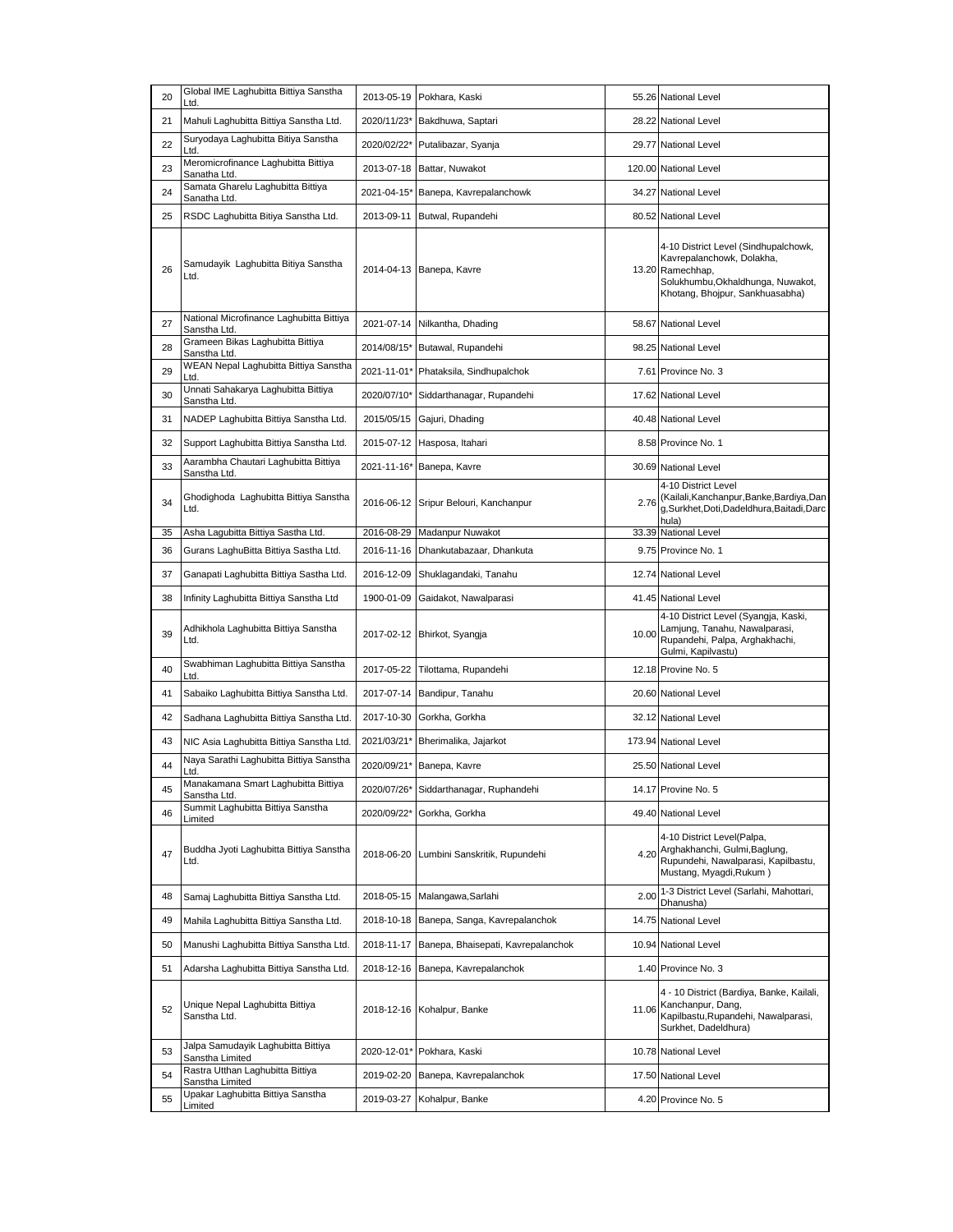| 20 | Global IME Laghubitta Bittiya Sanstha Ltd. | 2013-05-19 | Pokhara, Kaski | 55.26 | National Level |
|---|---|---|---|---|---|
| 21 | Mahuli Laghubitta Bittiya Sanstha Ltd. | 2020/11/23* | Bakdhuwa, Saptari | 28.22 | National Level |
| 22 | Suryodaya Laghubitta Bitiya Sanstha Ltd. | 2020/02/22* | Putalibazar, Syanja | 29.77 | National Level |
| 23 | Meromicrofinance Laghubitta Bittiya Sanatha Ltd. | 2013-07-18 | Battar, Nuwakot | 120.00 | National Level |
| 24 | Samata Gharelu Laghubitta Bittiya Sanatha Ltd. | 2021-04-15* | Banepa, Kavrepalanchowk | 34.27 | National Level |
| 25 | RSDC Laghubitta Bitiya Sanstha Ltd. | 2013-09-11 | Butwal, Rupandehi | 80.52 | National Level |
| 26 | Samudayik Laghubitta Bitiya Sanstha Ltd. | 2014-04-13 | Banepa, Kavre | 13.20 | 4-10 District Level (Sindhupalchowk, Kavrepalanchowk, Dolakha, Ramechhap, Solukhumbu,Okhaldhunga, Nuwakot, Khotang, Bhojpur, Sankhuasabha) |
| 27 | National Microfinance Laghubitta Bittiya Sanstha Ltd. | 2021-07-14 | Nilkantha, Dhading | 58.67 | National Level |
| 28 | Grameen Bikas Laghubitta Bittiya Sanstha Ltd. | 2014/08/15* | Butawal, Rupandehi | 98.25 | National Level |
| 29 | WEAN Nepal Laghubitta Bittiya Sanstha Ltd. | 2021-11-01* | Phataksila, Sindhupalchok | 7.61 | Province No. 3 |
| 30 | Unnati Sahakarya Laghubitta Bittiya Sanstha Ltd. | 2020/07/10* | Siddarthanagar, Rupandehi | 17.62 | National Level |
| 31 | NADEP Laghubitta Bittiya Sanstha Ltd. | 2015/05/15 | Gajuri, Dhading | 40.48 | National Level |
| 32 | Support Laghubitta Bittiya Sanstha Ltd. | 2015-07-12 | Hasposa, Itahari | 8.58 | Province No. 1 |
| 33 | Aarambha Chautari Laghubitta Bittiya Sanstha Ltd. | 2021-11-16* | Banepa, Kavre | 30.69 | National Level |
| 34 | Ghodighoda Laghubitta Bittiya Sanstha Ltd. | 2016-06-12 | Sripur Belouri, Kanchanpur | 2.76 | 4-10 District Level (Kailali,Kanchanpur,Banke,Bardiya,Dang,Surkhet,Doti,Dadeldhura,Baitadi,Darchula) |
| 35 | Asha Lagubitta Bittiya Sastha Ltd. | 2016-08-29 | Madanpur Nuwakot | 33.39 | National Level |
| 36 | Gurans LaghuBitta Bittiya Sastha Ltd. | 2016-11-16 | Dhankutabazaar, Dhankuta | 9.75 | Province No. 1 |
| 37 | Ganapati Laghubitta Bittiya Sastha Ltd. | 2016-12-09 | Shuklagandaki, Tanahu | 12.74 | National Level |
| 38 | Infinity Laghubitta Bittiya Sanstha Ltd | 1900-01-09 | Gaidakot, Nawalparasi | 41.45 | National Level |
| 39 | Adhikhola Laghubitta Bittiya Sanstha Ltd. | 2017-02-12 | Bhirkot, Syangja | 10.00 | 4-10 District Level (Syangja, Kaski, Lamjung, Tanahu, Nawalparasi, Rupandehi, Palpa, Arghakhachi, Gulmi, Kapilvastu) |
| 40 | Swabhiman Laghubitta Bittiya Sanstha Ltd. | 2017-05-22 | Tilottama, Rupandehi | 12.18 | Provine No. 5 |
| 41 | Sabaiko Laghubitta Bittiya Sanstha Ltd. | 2017-07-14 | Bandipur, Tanahu | 20.60 | National Level |
| 42 | Sadhana Laghubitta Bittiya Sanstha Ltd. | 2017-10-30 | Gorkha, Gorkha | 32.12 | National Level |
| 43 | NIC Asia Laghubitta Bittiya Sanstha Ltd. | 2021/03/21* | Bherimalika, Jajarkot | 173.94 | National Level |
| 44 | Naya Sarathi Laghubitta Bittiya Sanstha Ltd. | 2020/09/21* | Banepa, Kavre | 25.50 | National Level |
| 45 | Manakamana Smart Laghubitta Bittiya Sanstha Ltd. | 2020/07/26* | Siddarthanagar, Ruphandehi | 14.17 | Provine No. 5 |
| 46 | Summit Laghubitta Bittiya Sanstha Limited | 2020/09/22* | Gorkha, Gorkha | 49.40 | National Level |
| 47 | Buddha Jyoti Laghubitta Bittiya Sanstha Ltd. | 2018-06-20 | Lumbini Sanskritik, Rupundehi | 4.20 | 4-10 District Level(Palpa, Arghakhanchi, Gulmi,Baglung, Rupundehi, Nawalparasi, Kapilbastu, Mustang, Myagdi,Rukum ) |
| 48 | Samaj Laghubitta Bittiya Sanstha Ltd. | 2018-05-15 | Malangawa,Sarlahi | 2.00 | 1-3 District Level (Sarlahi, Mahottari, Dhanusha) |
| 49 | Mahila Laghubitta Bittiya Sanstha Ltd. | 2018-10-18 | Banepa, Sanga, Kavrepalanchok | 14.75 | National Level |
| 50 | Manushi Laghubitta Bittiya Sanstha Ltd. | 2018-11-17 | Banepa, Bhaisepati, Kavrepalanchok | 10.94 | National Level |
| 51 | Adarsha Laghubitta Bittiya Sanstha Ltd. | 2018-12-16 | Banepa, Kavrepalanchok | 1.40 | Province No. 3 |
| 52 | Unique Nepal Laghubitta Bittiya Sanstha Ltd. | 2018-12-16 | Kohalpur, Banke | 11.06 | 4 - 10 District (Bardiya, Banke, Kailali, Kanchanpur, Dang, Kapilbastu,Rupandehi, Nawalparasi, Surkhet, Dadeldhura) |
| 53 | Jalpa Samudayik Laghubitta Bittiya Sanstha Limited | 2020-12-01* | Pokhara, Kaski | 10.78 | National Level |
| 54 | Rastra Utthan Laghubitta Bittiya Sanstha Limited | 2019-02-20 | Banepa, Kavrepalanchok | 17.50 | National Level |
| 55 | Upakar Laghubitta Bittiya Sanstha Limited | 2019-03-27 | Kohalpur, Banke | 4.20 | Province No. 5 |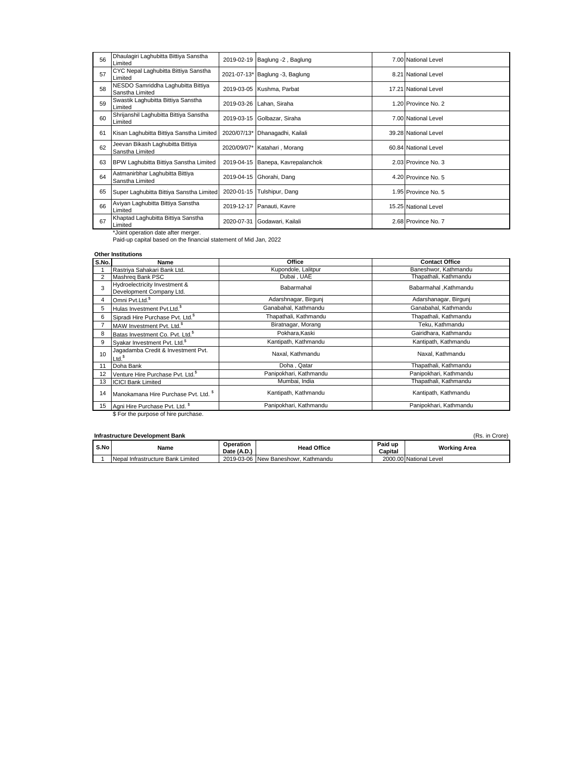| | | | | | |
|---|---|---|---|---|---|
| 56 | Dhaulagiri Laghubitta Bittiya Sanstha Limited | 2019-02-19 | Baglung -2 , Baglung | 7.00 | National Level |
| 57 | CYC Nepal Laghubitta Bittiya Sanstha Limited | 2021-07-13* | Baglung -3, Baglung | 8.21 | National Level |
| 58 | NESDO Samriddha Laghubitta Bittiya Sanstha Limited | 2019-03-05 | Kushma, Parbat | 17.21 | National Level |
| 59 | Swastik Laghubitta Bittiya Sanstha Limited | 2019-03-26 | Lahan, Siraha | 1.20 | Province No. 2 |
| 60 | Shrijanshil Laghubitta Bittiya Sanstha Limited | 2019-03-15 | Golbazar, Siraha | 7.00 | National Level |
| 61 | Kisan Laghubitta Bittiya Sanstha Limited | 2020/07/13* | Dhanagadhi, Kailali | 39.28 | National Level |
| 62 | Jeevan Bikash Laghubitta Bittiya Sanstha Limited | 2020/09/07* | Katahari , Morang | 60.84 | National Level |
| 63 | BPW Laghubitta Bittiya Sanstha Limited | 2019-04-15 | Banepa, Kavrepalanchok | 2.03 | Province No. 3 |
| 64 | Aatmanirbhar Laghubitta Bittiya Sanstha Limited | 2019-04-15 | Ghorahi, Dang | 4.20 | Province No. 5 |
| 65 | Super Laghubitta Bittiya Sanstha Limited | 2020-01-15 | Tulshipur, Dang | 1.95 | Province No. 5 |
| 66 | Aviyan Laghubitta Bittiya Sanstha Limited | 2019-12-17 | Panauti, Kavre | 15.25 | National Level |
| 67 | Khaptad Laghubitta Bittiya Sanstha Limited | 2020-07-31 | Godawari, Kailali | 2.68 | Province No. 7 |

*Joint operation date after merger.
Paid-up capital based on the financial statement of Mid Jan, 2022

**Other Institutions**

| S.No. | Name | Office | Contact Office |
|---|---|---|---|
| 1 | Rastriya Sahakari Bank Ltd. | Kupondole, Lalitpur | Baneshwor, Kathmandu |
| 2 | Mashreq Bank PSC | Dubai , UAE | Thapathali, Kathmandu |
| 3 | Hydroelectricity Investment & Development Company Ltd. | Babarmahal | Babarmahal ,Kathmandu |
| 4 | Omni Pvt.Ltd.[$] | Adarshnagar, Birgunj | Adarshanagar, Birgunj |
| 5 | Hulas Investment Pvt.Ltd.[$] | Ganabahal, Kathmandu | Ganabahal, Kathmandu |
| 6 | Sipradi Hire Purchase Pvt. Ltd.[$] | Thapathali, Kathmandu | Thapathali, Kathmandu |
| 7 | MAW Investment Pvt. Ltd.[$] | Biratnagar, Morang | Teku, Kathmandu |
| 8 | Batas Investment Co. Pvt. Ltd.[$] | Pokhara,Kaski | Gairidhara, Kathmandu |
| 9 | Syakar Investment Pvt. Ltd.[$] | Kantipath, Kathmandu | Kantipath, Kathmandu |
| 10 | Jagadamba Credit & Investment Pvt. Ltd.[$] | Naxal, Kathmandu | Naxal, Kathmandu |
| 11 | Doha Bank | Doha , Qatar | Thapathali, Kathmandu |
| 12 | Venture Hire Purchase Pvt. Ltd.[$] | Panipokhari, Kathmandu | Panipokhari, Kathmandu |
| 13 | ICICI Bank Limited | Mumbai, India | Thapathali, Kathmandu |
| 14 | Manokamana Hire Purchase Pvt. Ltd. [$] | Kantipath, Kathmandu | Kantipath, Kathmandu |
| 15 | Agni Hire Purchase Pvt. Ltd. [$] | Panipokhari, Kathmandu | Panipokhari, Kathmandu |

$ For the purpose of hire purchase.

**Infrastructure Development Bank**

(Rs. in Crore)

| S.No | Name | Operation Date (A.D.) | Head Office | Paid up Capital | Working Area |
|---|---|---|---|---|---|
| 1 | Nepal Infrastructure Bank Limited | 2019-03-06 | New Baneshowr, Kathmandu | 2000.00 | National Level |